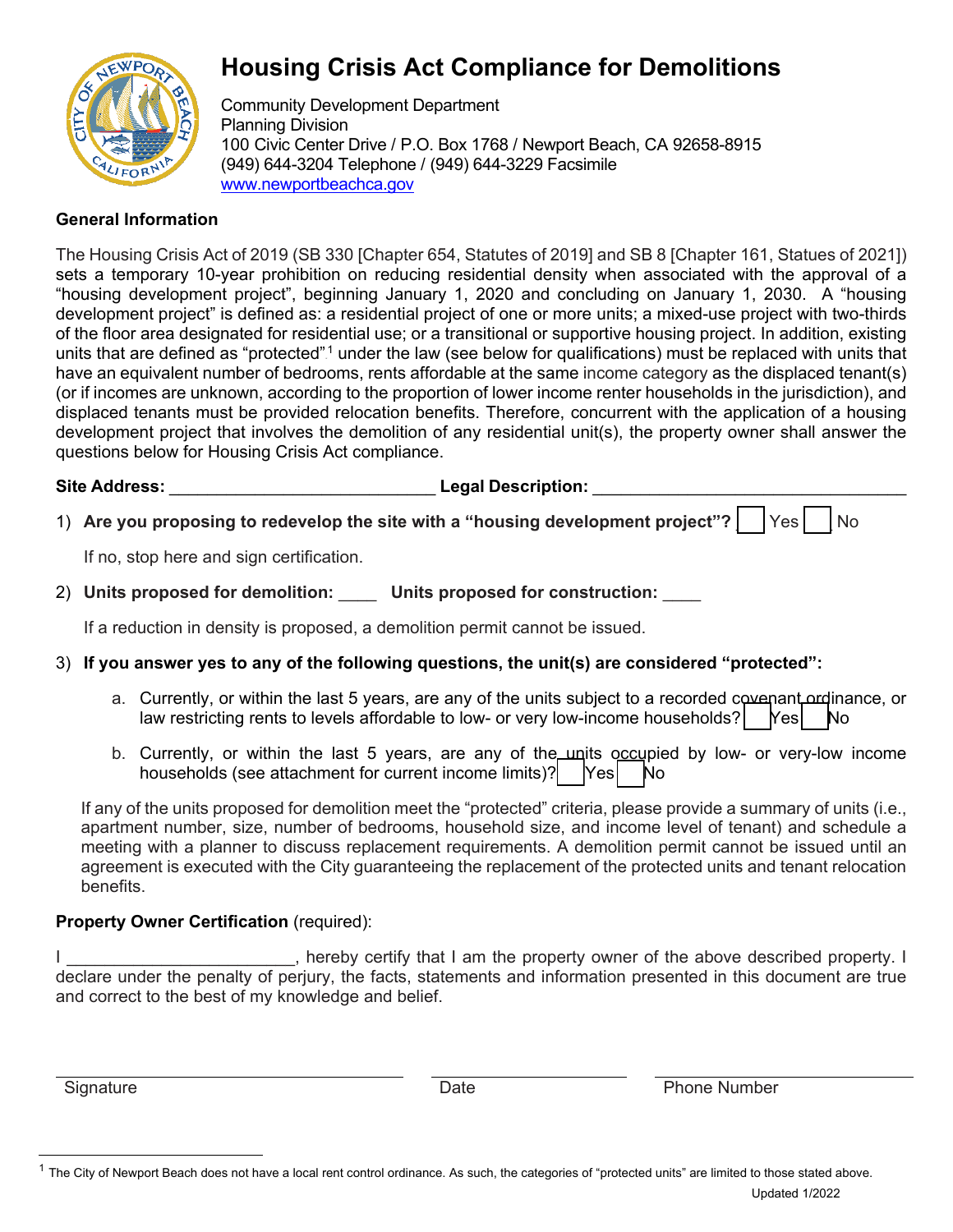# Housing Crisis Act Compliance for Demolitions

Community Development Department
Planning Division
100 Civic Center Drive / P.O. Box 1768 / Newport Beach, CA 92658-8915
(949) 644-3204 Telephone / (949) 644-3229 Facsimile
www.newportbeachca.gov

## General Information

The Housing Crisis Act of 2019 (SB 330 [Chapter 654, Statutes of 2019] and SB 8 [Chapter 161, Statues of 2021]) sets a temporary 10-year prohibition on reducing residential density when associated with the approval of a "housing development project", beginning January 1, 2020 and concluding on January 1, 2030. A "housing development project" is defined as: a residential project of one or more units; a mixed-use project with two-thirds of the floor area designated for residential use; or a transitional or supportive housing project. In addition, existing units that are defined as "protected"[1] under the law (see below for qualifications) must be replaced with units that have an equivalent number of bedrooms, rents affordable at the same income category as the displaced tenant(s) (or if incomes are unknown, according to the proportion of lower income renter households in the jurisdiction), and displaced tenants must be provided relocation benefits. Therefore, concurrent with the application of a housing development project that involves the demolition of any residential unit(s), the property owner shall answer the questions below for Housing Crisis Act compliance.

**Site Address:** ____________________________ **Legal Description:** ________________________________

1) **Are you proposing to redevelop the site with a "housing development project"?** ☐ Yes ☐ No

   If no, stop here and sign certification.

2) **Units proposed for demolition:** ____ **Units proposed for construction:** ____

   If a reduction in density is proposed, a demolition permit cannot be issued.

3) **If you answer yes to any of the following questions, the unit(s) are considered "protected":**

   a. Currently, or within the last 5 years, are any of the units subject to a recorded covenant ordinance, or law restricting rents to levels affordable to low- or very low-income households? ☐ Yes ☐ No

   b. Currently, or within the last 5 years, are any of the units occupied by low- or very-low income households (see attachment for current income limits)? ☐ Yes ☐ No

   If any of the units proposed for demolition meet the "protected" criteria, please provide a summary of units (i.e., apartment number, size, number of bedrooms, household size, and income level of tenant) and schedule a meeting with a planner to discuss replacement requirements. A demolition permit cannot be issued until an agreement is executed with the City guaranteeing the replacement of the protected units and tenant relocation benefits.

**Property Owner Certification** (required):

I ________________________, hereby certify that I am the property owner of the above described property. I declare under the penalty of perjury, the facts, statements and information presented in this document are true and correct to the best of my knowledge and belief.

| Signature | Date | Phone Number |
|---|---|---|
| | | |

[1] The City of Newport Beach does not have a local rent control ordinance. As such, the categories of "protected units" are limited to those stated above.

Updated 1/2022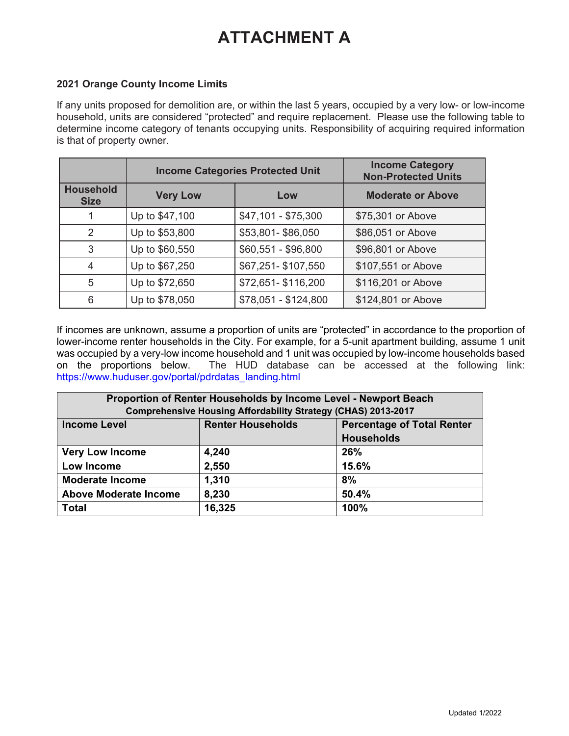# ATTACHMENT A

**2021 Orange County Income Limits**

If any units proposed for demolition are, or within the last 5 years, occupied by a very low- or low-income household, units are considered "protected" and require replacement. Please use the following table to determine income category of tenants occupying units. Responsibility of acquiring required information is that of property owner.

| | Income Categories Protected Unit | | Income Category Non-Protected Units |
|---|---|---|---|
| **Household Size** | **Very Low** | **Low** | **Moderate or Above** |
| 1 | Up to $47,100 | $47,101 - $75,300 | $75,301 or Above |
| 2 | Up to $53,800 | $53,801- $86,050 | $86,051 or Above |
| 3 | Up to $60,550 | $60,551 - $96,800 | $96,801 or Above |
| 4 | Up to $67,250 | $67,251- $107,550 | $107,551 or Above |
| 5 | Up to $72,650 | $72,651- $116,200 | $116,201 or Above |
| 6 | Up to $78,050 | $78,051 - $124,800 | $124,801 or Above |

If incomes are unknown, assume a proportion of units are "protected" in accordance to the proportion of lower-income renter households in the City. For example, for a 5-unit apartment building, assume 1 unit was occupied by a very-low income household and 1 unit was occupied by low-income households based on the proportions below. The HUD database can be accessed at the following link: https://www.huduser.gov/portal/pdrdatas_landing.html

| Proportion of Renter Households by Income Level - Newport Beach Comprehensive Housing Affordability Strategy (CHAS) 2013-2017 | | |
|---|---|---|
| **Income Level** | **Renter Households** | **Percentage of Total Renter Households** |
| **Very Low Income** | **4,240** | **26%** |
| **Low Income** | **2,550** | **15.6%** |
| **Moderate Income** | **1,310** | **8%** |
| **Above Moderate Income** | **8,230** | **50.4%** |
| **Total** | **16,325** | **100%** |

Updated 1/2022